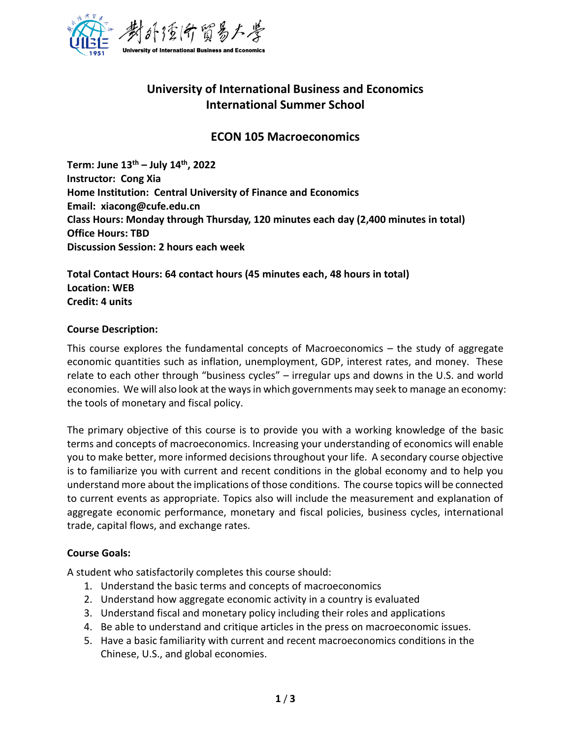# University of International Business and Economics
# International Summer School

## ECON 105 Macroeconomics

**Term: June 13th – July 14th, 2022**
**Instructor: Cong Xia**
**Home Institution: Central University of Finance and Economics**
**Email: xiacong@cufe.edu.cn**
**Class Hours: Monday through Thursday, 120 minutes each day (2,400 minutes in total)**
**Office Hours: TBD**
**Discussion Session: 2 hours each week**

**Total Contact Hours: 64 contact hours (45 minutes each, 48 hours in total)**
**Location: WEB**
**Credit: 4 units**

### Course Description:

This course explores the fundamental concepts of Macroeconomics – the study of aggregate economic quantities such as inflation, unemployment, GDP, interest rates, and money. These relate to each other through "business cycles" – irregular ups and downs in the U.S. and world economies. We will also look at the ways in which governments may seek to manage an economy: the tools of monetary and fiscal policy.

The primary objective of this course is to provide you with a working knowledge of the basic terms and concepts of macroeconomics. Increasing your understanding of economics will enable you to make better, more informed decisions throughout your life. A secondary course objective is to familiarize you with current and recent conditions in the global economy and to help you understand more about the implications of those conditions. The course topics will be connected to current events as appropriate. Topics also will include the measurement and explanation of aggregate economic performance, monetary and fiscal policies, business cycles, international trade, capital flows, and exchange rates.

### Course Goals:

A student who satisfactorily completes this course should:

1. Understand the basic terms and concepts of macroeconomics
2. Understand how aggregate economic activity in a country is evaluated
3. Understand fiscal and monetary policy including their roles and applications
4. Be able to understand and critique articles in the press on macroeconomic issues.
5. Have a basic familiarity with current and recent macroeconomics conditions in the Chinese, U.S., and global economies.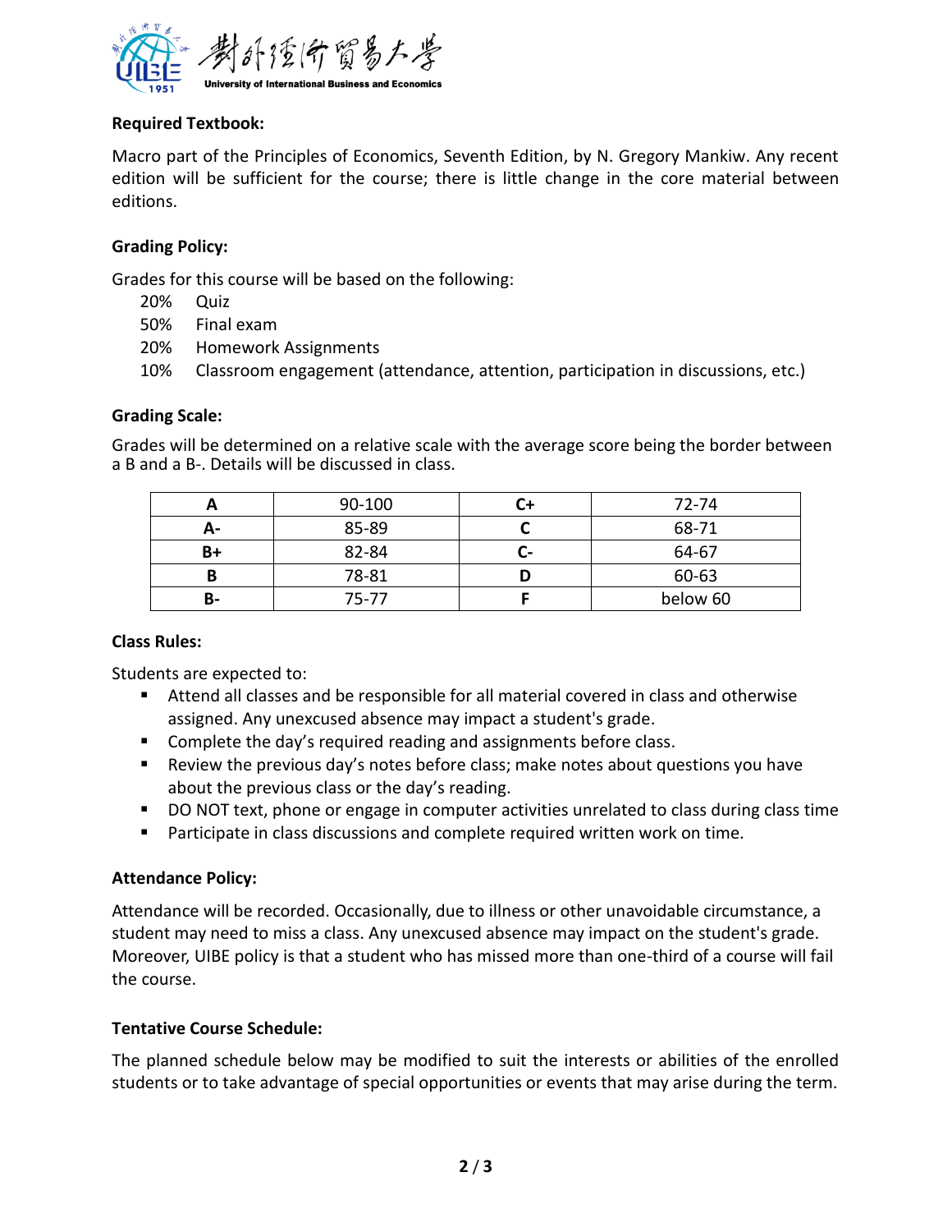**Required Textbook:**

Macro part of the Principles of Economics, Seventh Edition, by N. Gregory Mankiw. Any recent edition will be sufficient for the course; there is little change in the core material between editions.

**Grading Policy:**

Grades for this course will be based on the following:

20% Quiz
50% Final exam
20% Homework Assignments
10% Classroom engagement (attendance, attention, participation in discussions, etc.)

**Grading Scale:**

Grades will be determined on a relative scale with the average score being the border between a B and a B-. Details will be discussed in class.

| A | 90-100 | C+ | 72-74 |
|---|---|---|---|
| A- | 85-89 | C | 68-71 |
| B+ | 82-84 | C- | 64-67 |
| B | 78-81 | D | 60-63 |
| B- | 75-77 | F | below 60 |

**Class Rules:**

Students are expected to:

- Attend all classes and be responsible for all material covered in class and otherwise assigned. Any unexcused absence may impact a student's grade.
- Complete the day's required reading and assignments before class.
- Review the previous day's notes before class; make notes about questions you have about the previous class or the day's reading.
- DO NOT text, phone or engage in computer activities unrelated to class during class time
- Participate in class discussions and complete required written work on time.

**Attendance Policy:**

Attendance will be recorded. Occasionally, due to illness or other unavoidable circumstance, a student may need to miss a class. Any unexcused absence may impact on the student's grade. Moreover, UIBE policy is that a student who has missed more than one-third of a course will fail the course.

**Tentative Course Schedule:**

The planned schedule below may be modified to suit the interests or abilities of the enrolled students or to take advantage of special opportunities or events that may arise during the term.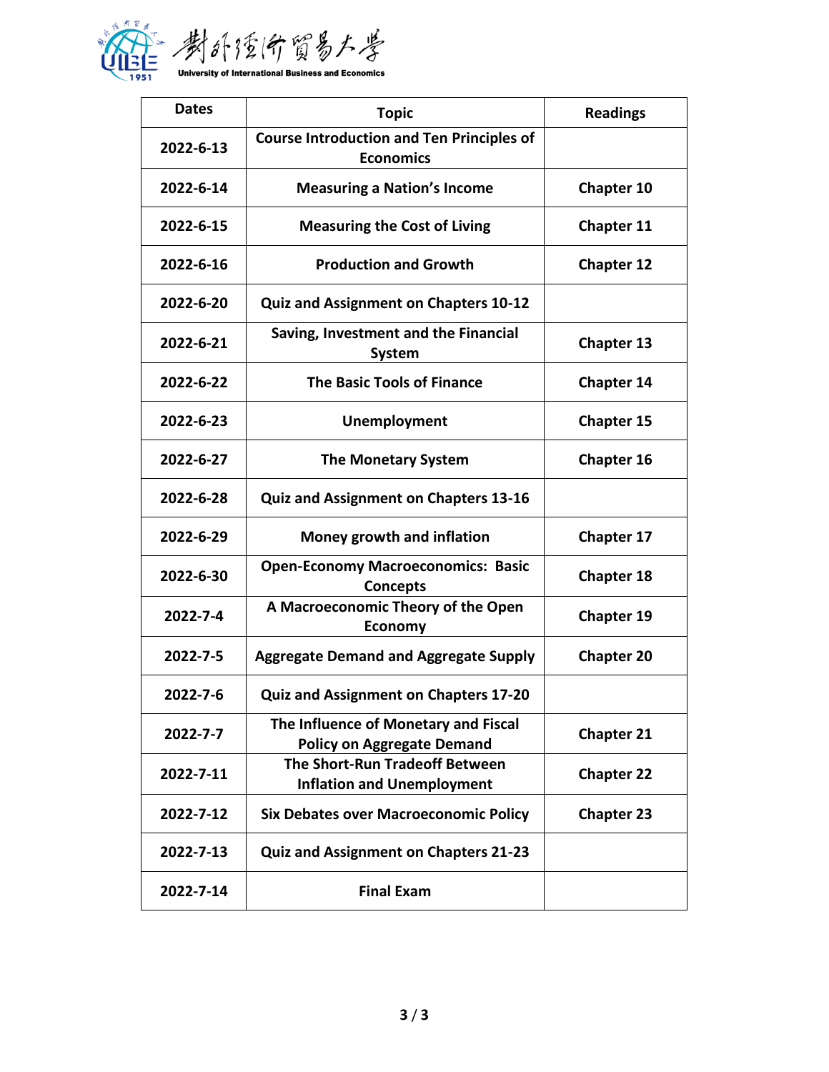| Dates | Topic | Readings |
|---|---|---|
| 2022-6-13 | Course Introduction and Ten Principles of Economics | |
| 2022-6-14 | Measuring a Nation's Income | Chapter 10 |
| 2022-6-15 | Measuring the Cost of Living | Chapter 11 |
| 2022-6-16 | Production and Growth | Chapter 12 |
| 2022-6-20 | Quiz and Assignment on Chapters 10-12 | |
| 2022-6-21 | Saving, Investment and the Financial System | Chapter 13 |
| 2022-6-22 | The Basic Tools of Finance | Chapter 14 |
| 2022-6-23 | Unemployment | Chapter 15 |
| 2022-6-27 | The Monetary System | Chapter 16 |
| 2022-6-28 | Quiz and Assignment on Chapters 13-16 | |
| 2022-6-29 | Money growth and inflation | Chapter 17 |
| 2022-6-30 | Open-Economy Macroeconomics: Basic Concepts | Chapter 18 |
| 2022-7-4 | A Macroeconomic Theory of the Open Economy | Chapter 19 |
| 2022-7-5 | Aggregate Demand and Aggregate Supply | Chapter 20 |
| 2022-7-6 | Quiz and Assignment on Chapters 17-20 | |
| 2022-7-7 | The Influence of Monetary and Fiscal Policy on Aggregate Demand | Chapter 21 |
| 2022-7-11 | The Short-Run Tradeoff Between Inflation and Unemployment | Chapter 22 |
| 2022-7-12 | Six Debates over Macroeconomic Policy | Chapter 23 |
| 2022-7-13 | Quiz and Assignment on Chapters 21-23 | |
| 2022-7-14 | Final Exam | |